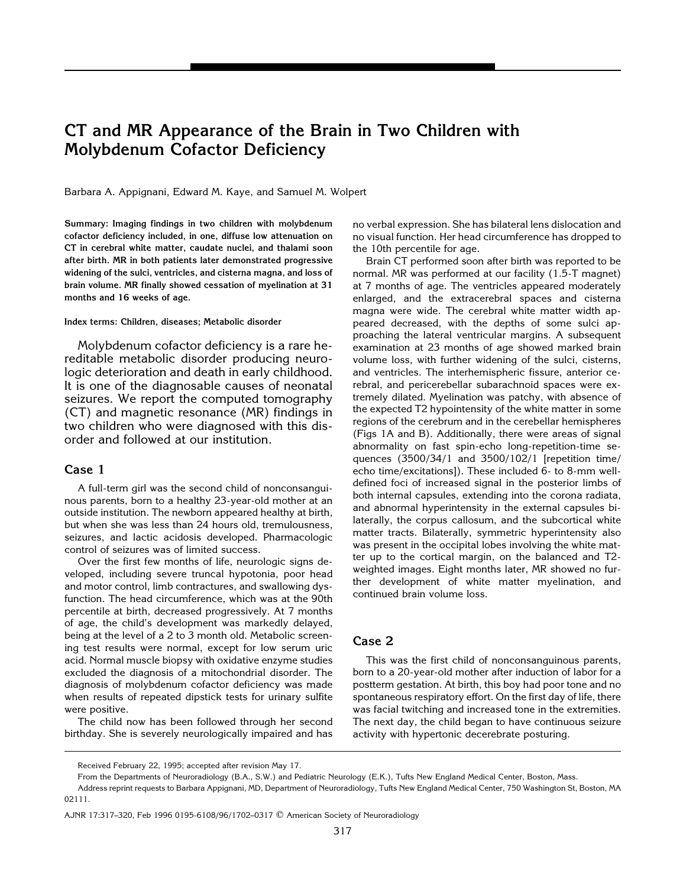# CT and MR Appearance of the Brain in Two Children with Molybdenum Cofactor Deficiency

Barbara A. Appignani, Edward M. Kaye, and Samuel M. Wolpert

**Summary: Imaging findings in two children with molybdenum cofactor deficiency included, in one, diffuse low attenuation on CT in cerebral white matter, caudate nuclei, and thalami soon after birth. MR in both patients later demonstrated progressive widening of the sulci, ventricles, and cisterna magna, and loss of brain volume. MR finally showed cessation of myelination at 31 months and 16 weeks of age.**

**Index terms: Children, diseases; Metabolic disorder**

Molybdenum cofactor deficiency is a rare hereditable metabolic disorder producing neurologic deterioration and death in early childhood. It is one of the diagnosable causes of neonatal seizures. We report the computed tomography (CT) and magnetic resonance (MR) findings in two children who were diagnosed with this disorder and followed at our institution.

## Case 1

A full-term girl was the second child of nonconsanguinous parents, born to a healthy 23-year-old mother at an outside institution. The newborn appeared healthy at birth, but when she was less than 24 hours old, tremulousness, seizures, and lactic acidosis developed. Pharmacologic control of seizures was of limited success.

Over the first few months of life, neurologic signs developed, including severe truncal hypotonia, poor head and motor control, limb contractures, and swallowing dysfunction. The head circumference, which was at the 90th percentile at birth, decreased progressively. At 7 months of age, the child's development was markedly delayed, being at the level of a 2 to 3 month old. Metabolic screening test results were normal, except for low serum uric acid. Normal muscle biopsy with oxidative enzyme studies excluded the diagnosis of a mitochondrial disorder. The diagnosis of molybdenum cofactor deficiency was made when results of repeated dipstick tests for urinary sulfite were positive.

The child now has been followed through her second birthday. She is severely neurologically impaired and has no verbal expression. She has bilateral lens dislocation and no visual function. Her head circumference has dropped to the 10th percentile for age.

Brain CT performed soon after birth was reported to be normal. MR was performed at our facility (1.5-T magnet) at 7 months of age. The ventricles appeared moderately enlarged, and the extracerebral spaces and cisterna magna were wide. The cerebral white matter width appeared decreased, with the depths of some sulci approaching the lateral ventricular margins. A subsequent examination at 23 months of age showed marked brain volume loss, with further widening of the sulci, cisterns, and ventricles. The interhemispheric fissure, anterior cerebral, and pericerebellar subarachnoid spaces were extremely dilated. Myelination was patchy, with absence of the expected T2 hypointensity of the white matter in some regions of the cerebrum and in the cerebellar hemispheres (Figs 1A and B). Additionally, there were areas of signal abnormality on fast spin-echo long-repetition-time sequences (3500/34/1 and 3500/102/1 [repetition time/echo time/excitations]). These included 6- to 8-mm well-defined foci of increased signal in the posterior limbs of both internal capsules, extending into the corona radiata, and abnormal hyperintensity in the external capsules bilaterally, the corpus callosum, and the subcortical white matter tracts. Bilaterally, symmetric hyperintensity also was present in the occipital lobes involving the white matter up to the cortical margin, on the balanced and T2-weighted images. Eight months later, MR showed no further development of white matter myelination, and continued brain volume loss.

## Case 2

This was the first child of nonconsanguinous parents, born to a 20-year-old mother after induction of labor for a postterm gestation. At birth, this boy had poor tone and no spontaneous respiratory effort. On the first day of life, there was facial twitching and increased tone in the extremities. The next day, the child began to have continuous seizure activity with hypertonic decerebrate posturing.

---

Received February 22, 1995; accepted after revision May 17.

From the Departments of Neuroradiology (B.A., S.W.) and Pediatric Neurology (E.K.), Tufts New England Medical Center, Boston, Mass.

Address reprint requests to Barbara Appignani, MD, Department of Neuroradiology, Tufts New England Medical Center, 750 Washington St, Boston, MA 02111.

AJNR 17:317–320, Feb 1996 0195-6108/96/1702–0317 © American Society of Neuroradiology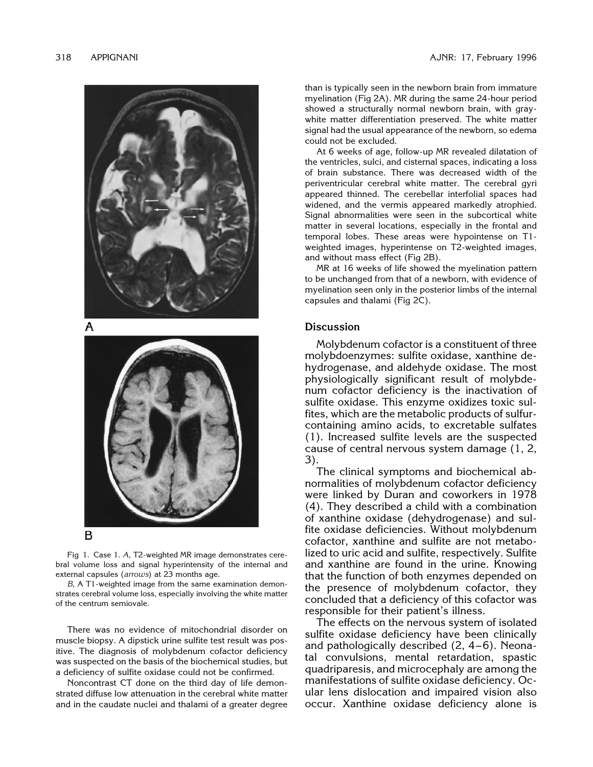Fig 1. Case 1. *A*, T2-weighted MR image demonstrates cerebral volume loss and signal hyperintensity of the internal and external capsules (*arrows*) at 23 months age.

*B*, A T1-weighted image from the same examination demonstrates cerebral volume loss, especially involving the white matter of the centrum semiovale.

There was no evidence of mitochondrial disorder on muscle biopsy. A dipstick urine sulfite test result was positive. The diagnosis of molybdenum cofactor deficiency was suspected on the basis of the biochemical studies, but a deficiency of sulfite oxidase could not be confirmed.

Noncontrast CT done on the third day of life demonstrated diffuse low attenuation in the cerebral white matter and in the caudate nuclei and thalami of a greater degree than is typically seen in the newborn brain from immature myelination (Fig 2A). MR during the same 24-hour period showed a structurally normal newborn brain, with gray-white matter differentiation preserved. The white matter signal had the usual appearance of the newborn, so edema could not be excluded.

At 6 weeks of age, follow-up MR revealed dilatation of the ventricles, sulci, and cisternal spaces, indicating a loss of brain substance. There was decreased width of the periventricular cerebral white matter. The cerebral gyri appeared thinned. The cerebellar interfolial spaces had widened, and the vermis appeared markedly atrophied. Signal abnormalities were seen in the subcortical white matter in several locations, especially in the frontal and temporal lobes. These areas were hypointense on T1-weighted images, hyperintense on T2-weighted images, and without mass effect (Fig 2B).

MR at 16 weeks of life showed the myelination pattern to be unchanged from that of a newborn, with evidence of myelination seen only in the posterior limbs of the internal capsules and thalami (Fig 2C).

## Discussion

Molybdenum cofactor is a constituent of three molybdoenzymes: sulfite oxidase, xanthine dehydrogenase, and aldehyde oxidase. The most physiologically significant result of molybdenum cofactor deficiency is the inactivation of sulfite oxidase. This enzyme oxidizes toxic sulfites, which are the metabolic products of sulfur-containing amino acids, to excretable sulfates (1). Increased sulfite levels are the suspected cause of central nervous system damage (1, 2, 3).

The clinical symptoms and biochemical abnormalities of molybdenum cofactor deficiency were linked by Duran and coworkers in 1978 (4). They described a child with a combination of xanthine oxidase (dehydrogenase) and sulfite oxidase deficiencies. Without molybdenum cofactor, xanthine and sulfite are not metabolized to uric acid and sulfite, respectively. Sulfite and xanthine are found in the urine. Knowing that the function of both enzymes depended on the presence of molybdenum cofactor, they concluded that a deficiency of this cofactor was responsible for their patient's illness.

The effects on the nervous system of isolated sulfite oxidase deficiency have been clinically and pathologically described (2, 4–6). Neonatal convulsions, mental retardation, spastic quadriparesis, and microcephaly are among the manifestations of sulfite oxidase deficiency. Ocular lens dislocation and impaired vision also occur. Xanthine oxidase deficiency alone is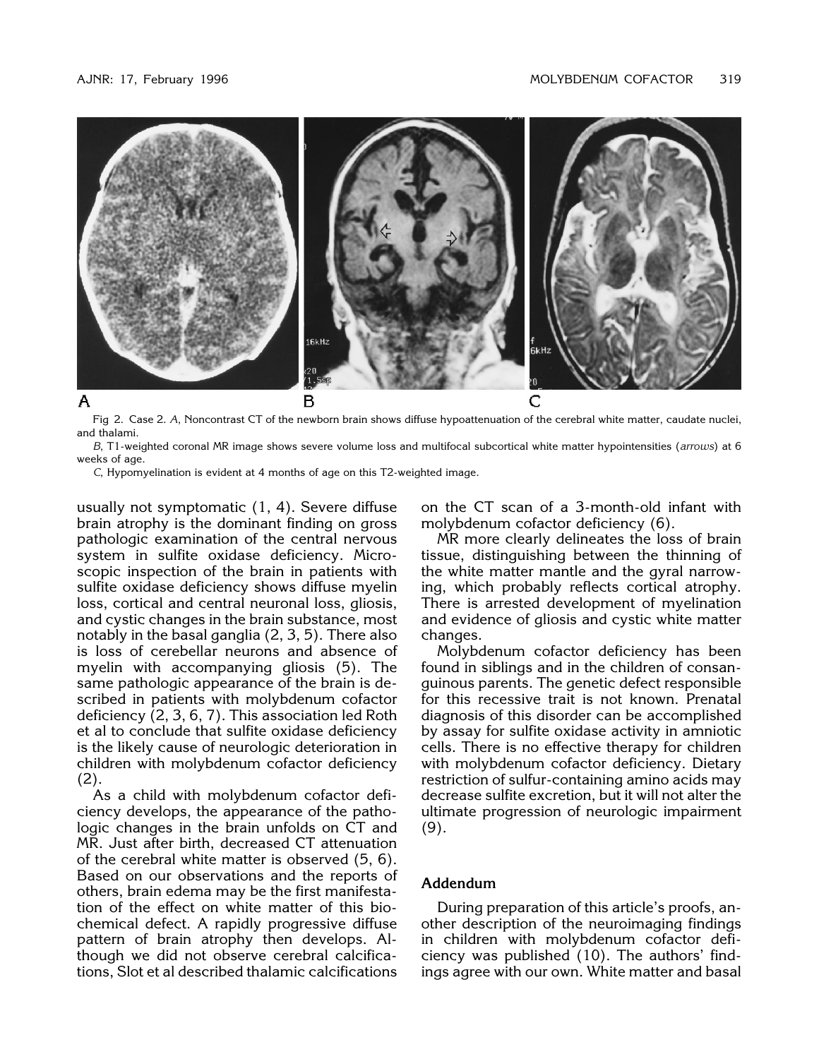Fig 2. Case 2. *A*, Noncontrast CT of the newborn brain shows diffuse hypoattenuation of the cerebral white matter, caudate nuclei, and thalami.

*B*, T1-weighted coronal MR image shows severe volume loss and multifocal subcortical white matter hypointensities (*arrows*) at 6 weeks of age.

*C*, Hypomyelination is evident at 4 months of age on this T2-weighted image.

usually not symptomatic (1, 4). Severe diffuse brain atrophy is the dominant finding on gross pathologic examination of the central nervous system in sulfite oxidase deficiency. Microscopic inspection of the brain in patients with sulfite oxidase deficiency shows diffuse myelin loss, cortical and central neuronal loss, gliosis, and cystic changes in the brain substance, most notably in the basal ganglia (2, 3, 5). There also is loss of cerebellar neurons and absence of myelin with accompanying gliosis (5). The same pathologic appearance of the brain is described in patients with molybdenum cofactor deficiency (2, 3, 6, 7). This association led Roth et al to conclude that sulfite oxidase deficiency is the likely cause of neurologic deterioration in children with molybdenum cofactor deficiency (2).

As a child with molybdenum cofactor deficiency develops, the appearance of the pathologic changes in the brain unfolds on CT and MR. Just after birth, decreased CT attenuation of the cerebral white matter is observed (5, 6). Based on our observations and the reports of others, brain edema may be the first manifestation of the effect on white matter of this biochemical defect. A rapidly progressive diffuse pattern of brain atrophy then develops. Although we did not observe cerebral calcifications, Slot et al described thalamic calcifications on the CT scan of a 3-month-old infant with molybdenum cofactor deficiency (6).

MR more clearly delineates the loss of brain tissue, distinguishing between the thinning of the white matter mantle and the gyral narrowing, which probably reflects cortical atrophy. There is arrested development of myelination and evidence of gliosis and cystic white matter changes.

Molybdenum cofactor deficiency has been found in siblings and in the children of consanguinous parents. The genetic defect responsible for this recessive trait is not known. Prenatal diagnosis of this disorder can be accomplished by assay for sulfite oxidase activity in amniotic cells. There is no effective therapy for children with molybdenum cofactor deficiency. Dietary restriction of sulfur-containing amino acids may decrease sulfite excretion, but it will not alter the ultimate progression of neurologic impairment (9).

## Addendum

During preparation of this article's proofs, another description of the neuroimaging findings in children with molybdenum cofactor deficiency was published (10). The authors' findings agree with our own. White matter and basal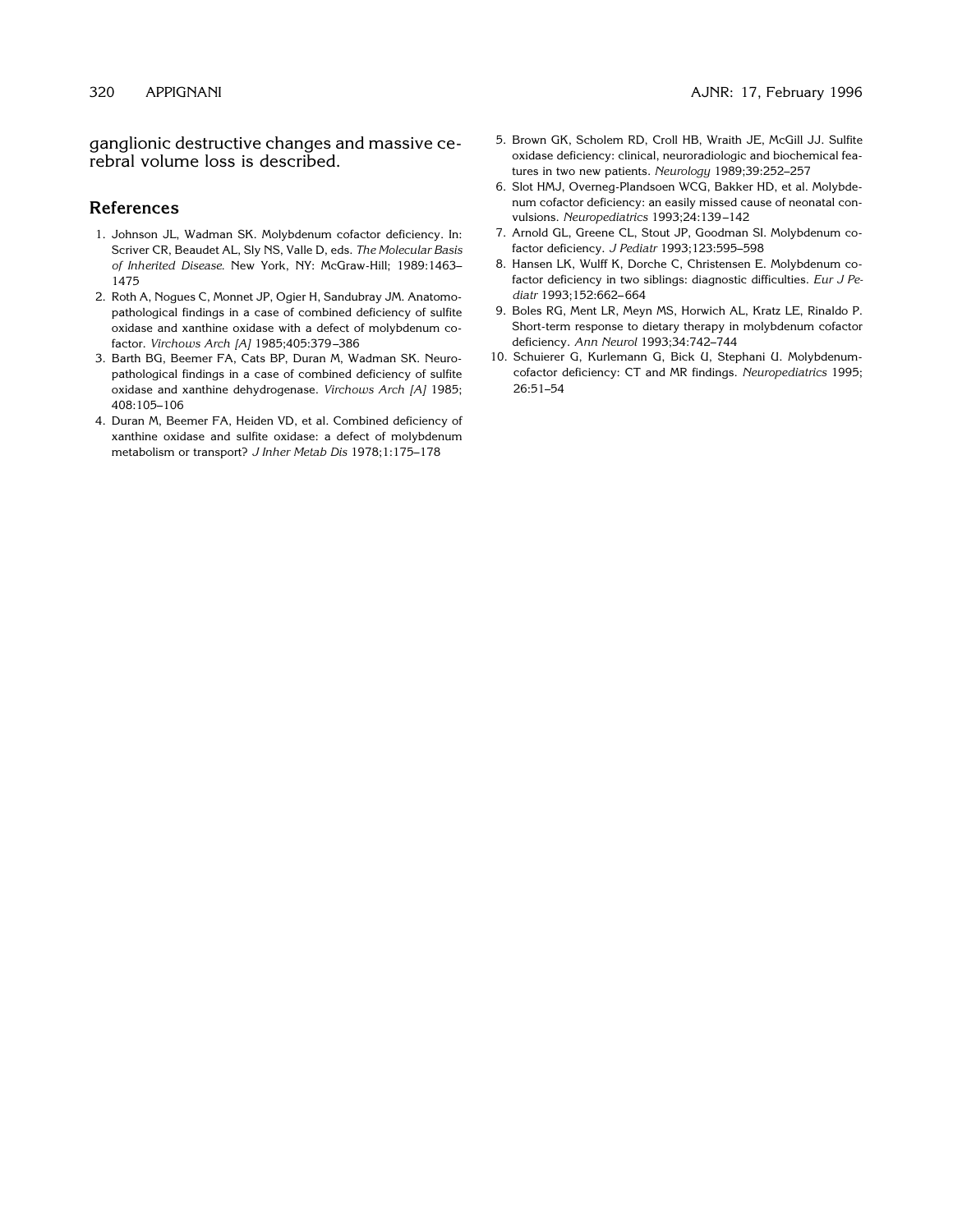ganglionic destructive changes and massive cerebral volume loss is described.

## References

1. Johnson JL, Wadman SK. Molybdenum cofactor deficiency. In: Scriver CR, Beaudet AL, Sly NS, Valle D, eds. *The Molecular Basis of Inherited Disease.* New York, NY: McGraw-Hill; 1989:1463–1475
2. Roth A, Nogues C, Monnet JP, Ogier H, Sandubray JM. Anatomopathological findings in a case of combined deficiency of sulfite oxidase and xanthine oxidase with a defect of molybdenum cofactor. *Virchows Arch [A]* 1985;405:379–386
3. Barth BG, Beemer FA, Cats BP, Duran M, Wadman SK. Neuropathological findings in a case of combined deficiency of sulfite oxidase and xanthine dehydrogenase. *Virchows Arch [A]* 1985;408:105–106
4. Duran M, Beemer FA, Heiden VD, et al. Combined deficiency of xanthine oxidase and sulfite oxidase: a defect of molybdenum metabolism or transport? *J Inher Metab Dis* 1978;1:175–178
5. Brown GK, Scholem RD, Croll HB, Wraith JE, McGill JJ. Sulfite oxidase deficiency: clinical, neuroradiologic and biochemical features in two new patients. *Neurology* 1989;39:252–257
6. Slot HMJ, Overneg-Plandsoen WCG, Bakker HD, et al. Molybdenum cofactor deficiency: an easily missed cause of neonatal convulsions. *Neuropediatrics* 1993;24:139–142
7. Arnold GL, Greene CL, Stout JP, Goodman SI. Molybdenum cofactor deficiency. *J Pediatr* 1993;123:595–598
8. Hansen LK, Wulff K, Dorche C, Christensen E. Molybdenum cofactor deficiency in two siblings: diagnostic difficulties. *Eur J Pediatr* 1993;152:662–664
9. Boles RG, Ment LR, Meyn MS, Horwich AL, Kratz LE, Rinaldo P. Short-term response to dietary therapy in molybdenum cofactor deficiency. *Ann Neurol* 1993;34:742–744
10. Schuierer G, Kurlemann G, Bick U, Stephani U. Molybdenum-cofactor deficiency: CT and MR findings. *Neuropediatrics* 1995; 26:51–54